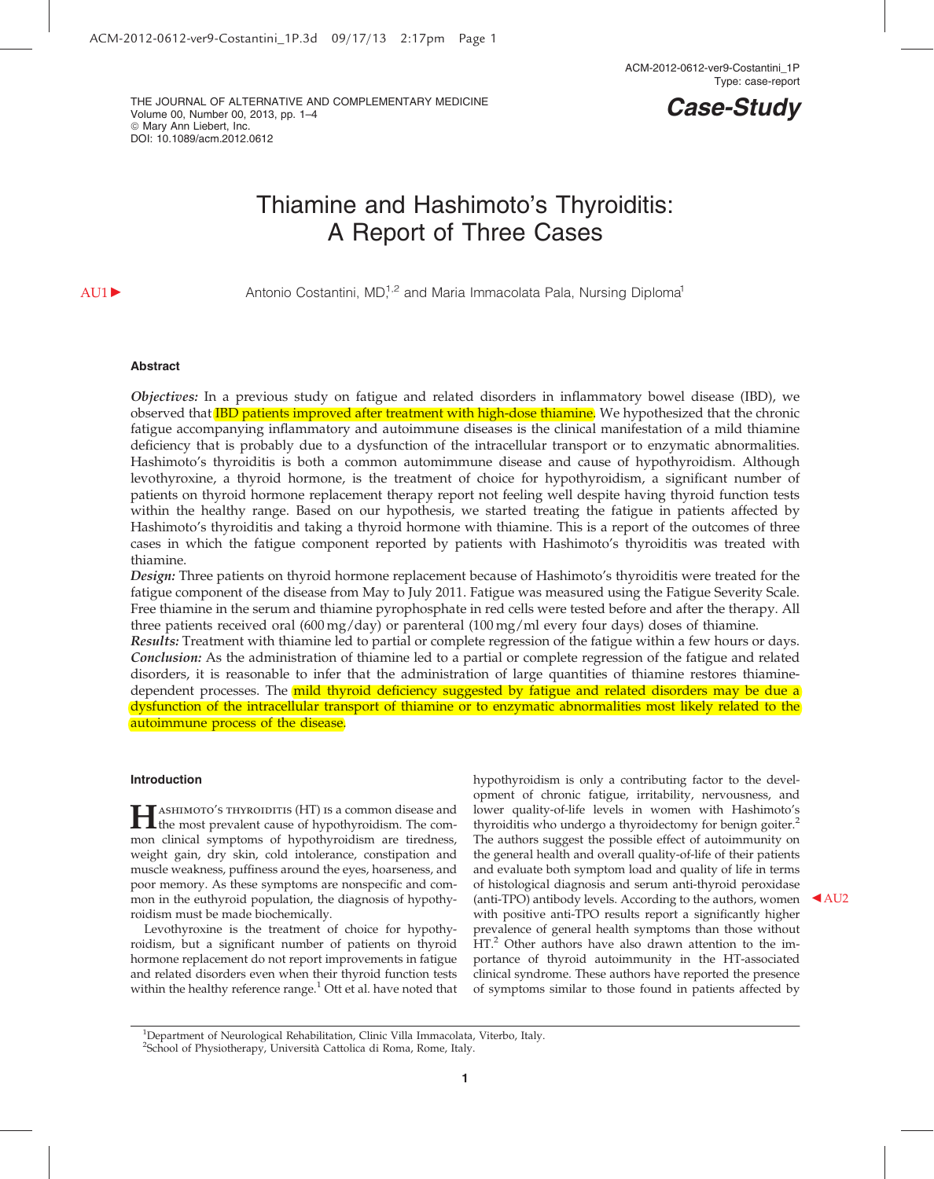Case-Study

# Thiamine and Hashimoto's Thyroiditis: A Report of Three Cases

Antonio Costantini, MD,[1,2] and Maria Immacolata Pala, Nursing Diploma[1]

## Abstract

***Objectives:*** In a previous study on fatigue and related disorders in inflammatory bowel disease (IBD), we observed that IBD patients improved after treatment with high-dose thiamine. We hypothesized that the chronic fatigue accompanying inflammatory and autoimmune diseases is the clinical manifestation of a mild thiamine deficiency that is probably due to a dysfunction of the intracellular transport or to enzymatic abnormalities. Hashimoto's thyroiditis is both a common automimmune disease and cause of hypothyroidism. Although levothyroxine, a thyroid hormone, is the treatment of choice for hypothyroidism, a significant number of patients on thyroid hormone replacement therapy report not feeling well despite having thyroid function tests within the healthy range. Based on our hypothesis, we started treating the fatigue in patients affected by Hashimoto's thyroiditis and taking a thyroid hormone with thiamine. This is a report of the outcomes of three cases in which the fatigue component reported by patients with Hashimoto's thyroiditis was treated with thiamine.
***Design:*** Three patients on thyroid hormone replacement because of Hashimoto's thyroiditis were treated for the fatigue component of the disease from May to July 2011. Fatigue was measured using the Fatigue Severity Scale. Free thiamine in the serum and thiamine pyrophosphate in red cells were tested before and after the therapy. All three patients received oral (600 mg/day) or parenteral (100 mg/ml every four days) doses of thiamine.
***Results:*** Treatment with thiamine led to partial or complete regression of the fatigue within a few hours or days.
***Conclusion:*** As the administration of thiamine led to a partial or complete regression of the fatigue and related disorders, it is reasonable to infer that the administration of large quantities of thiamine restores thiamine-dependent processes. The mild thyroid deficiency suggested by fatigue and related disorders may be due a dysfunction of the intracellular transport of thiamine or to enzymatic abnormalities most likely related to the autoimmune process of the disease.

## Introduction

Hashimoto's thyroiditis (HT) is a common disease and the most prevalent cause of hypothyroidism. The common clinical symptoms of hypothyroidism are tiredness, weight gain, dry skin, cold intolerance, constipation and muscle weakness, puffiness around the eyes, hoarseness, and poor memory. As these symptoms are nonspecific and common in the euthyroid population, the diagnosis of hypothyroidism must be made biochemically.

Levothyroxine is the treatment of choice for hypothyroidism, but a significant number of patients on thyroid hormone replacement do not report improvements in fatigue and related disorders even when their thyroid function tests within the healthy reference range.[1] Ott et al. have noted that hypothyroidism is only a contributing factor to the development of chronic fatigue, irritability, nervousness, and lower quality-of-life levels in women with Hashimoto's thyroiditis who undergo a thyroidectomy for benign goiter.[2] The authors suggest the possible effect of autoimmunity on the general health and overall quality-of-life of their patients and evaluate both symptom load and quality of life in terms of histological diagnosis and serum anti-thyroid peroxidase (anti-TPO) antibody levels. According to the authors, women with positive anti-TPO results report a significantly higher prevalence of general health symptoms than those without HT.[2] Other authors have also drawn attention to the importance of thyroid autoimmunity in the HT-associated clinical syndrome. These authors have reported the presence of symptoms similar to those found in patients affected by

[1]Department of Neurological Rehabilitation, Clinic Villa Immacolata, Viterbo, Italy.
[2]School of Physiotherapy, Università Cattolica di Roma, Rome, Italy.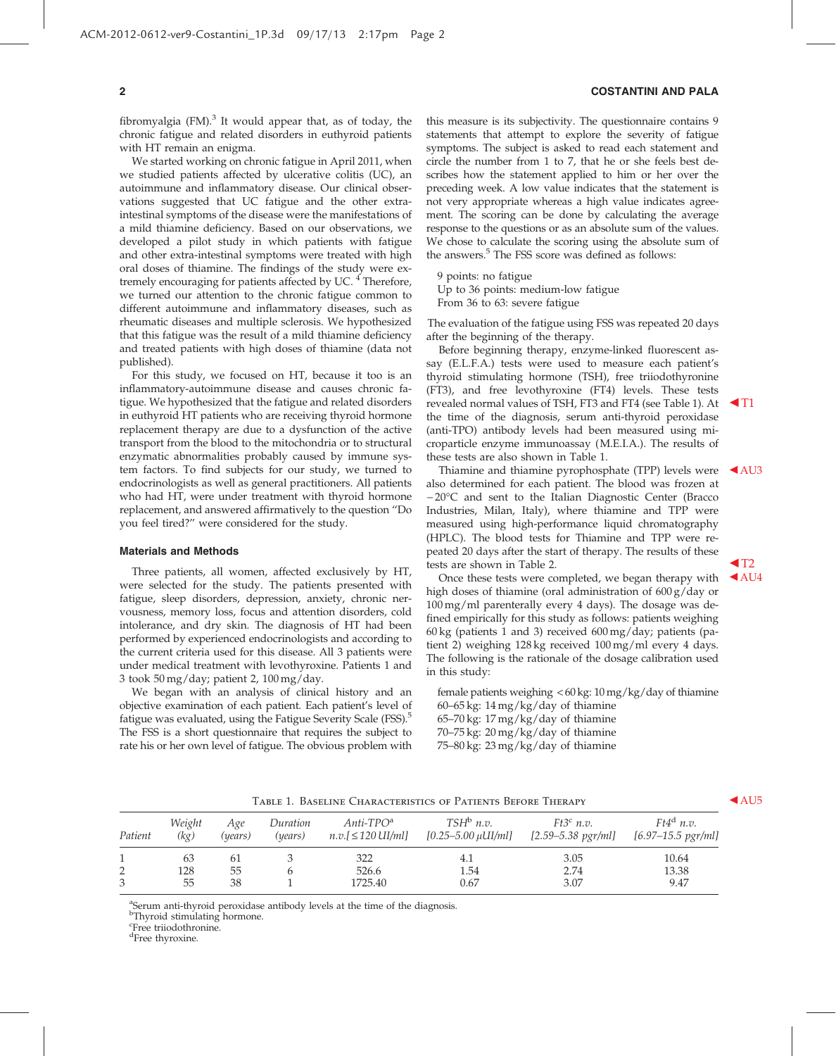fibromyalgia (FM).[3] It would appear that, as of today, the chronic fatigue and related disorders in euthyroid patients with HT remain an enigma.

We started working on chronic fatigue in April 2011, when we studied patients affected by ulcerative colitis (UC), an autoimmune and inflammatory disease. Our clinical observations suggested that UC fatigue and the other extra-intestinal symptoms of the disease were the manifestations of a mild thiamine deficiency. Based on our observations, we developed a pilot study in which patients with fatigue and other extra-intestinal symptoms were treated with high oral doses of thiamine. The findings of the study were extremely encouraging for patients affected by UC. [4] Therefore, we turned our attention to the chronic fatigue common to different autoimmune and inflammatory diseases, such as rheumatic diseases and multiple sclerosis. We hypothesized that this fatigue was the result of a mild thiamine deficiency and treated patients with high doses of thiamine (data not published).

For this study, we focused on HT, because it too is an inflammatory-autoimmune disease and causes chronic fatigue. We hypothesized that the fatigue and related disorders in euthyroid HT patients who are receiving thyroid hormone replacement therapy are due to a dysfunction of the active transport from the blood to the mitochondria or to structural enzymatic abnormalities probably caused by immune system factors. To find subjects for our study, we turned to endocrinologists as well as general practitioners. All patients who had HT, were under treatment with thyroid hormone replacement, and answered affirmatively to the question "Do you feel tired?" were considered for the study.

### Materials and Methods

Three patients, all women, affected exclusively by HT, were selected for the study. The patients presented with fatigue, sleep disorders, depression, anxiety, chronic nervousness, memory loss, focus and attention disorders, cold intolerance, and dry skin. The diagnosis of HT had been performed by experienced endocrinologists and according to the current criteria used for this disease. All 3 patients were under medical treatment with levothyroxine. Patients 1 and 3 took 50 mg/day; patient 2, 100 mg/day.

We began with an analysis of clinical history and an objective examination of each patient. Each patient's level of fatigue was evaluated, using the Fatigue Severity Scale (FSS).[5] The FSS is a short questionnaire that requires the subject to rate his or her own level of fatigue. The obvious problem with this measure is its subjectivity. The questionnaire contains 9 statements that attempt to explore the severity of fatigue symptoms. The subject is asked to read each statement and circle the number from 1 to 7, that he or she feels best describes how the statement applied to him or her over the preceding week. A low value indicates that the statement is not very appropriate whereas a high value indicates agreement. The scoring can be done by calculating the average response to the questions or as an absolute sum of the values. We chose to calculate the scoring using the absolute sum of the answers.[5] The FSS score was defined as follows:

9 points: no fatigue
Up to 36 points: medium-low fatigue
From 36 to 63: severe fatigue

The evaluation of the fatigue using FSS was repeated 20 days after the beginning of the therapy.

Before beginning therapy, enzyme-linked fluorescent assay (E.L.F.A.) tests were used to measure each patient's thyroid stimulating hormone (TSH), free triiodothyronine (FT3), and free levothyroxine (FT4) levels. These tests revealed normal values of TSH, FT3 and FT4 (see Table 1). At the time of the diagnosis, serum anti-thyroid peroxidase (anti-TPO) antibody levels had been measured using microparticle enzyme immunoassay (M.E.I.A.). The results of these tests are also shown in Table 1.

Thiamine and thiamine pyrophosphate (TPP) levels were also determined for each patient. The blood was frozen at −20°C and sent to the Italian Diagnostic Center (Bracco Industries, Milan, Italy), where thiamine and TPP were measured using high-performance liquid chromatography (HPLC). The blood tests for Thiamine and TPP were repeated 20 days after the start of therapy. The results of these tests are shown in Table 2.

Once these tests were completed, we began therapy with high doses of thiamine (oral administration of 600 g/day or 100 mg/ml parenterally every 4 days). The dosage was defined empirically for this study as follows: patients weighing 60 kg (patients 1 and 3) received 600 mg/day; patients (patient 2) weighing 128 kg received 100 mg/ml every 4 days. The following is the rationale of the dosage calibration used in this study:

female patients weighing <60 kg: 10 mg/kg/day of thiamine
60–65 kg: 14 mg/kg/day of thiamine
65–70 kg: 17 mg/kg/day of thiamine
70–75 kg: 20 mg/kg/day of thiamine
75–80 kg: 23 mg/kg/day of thiamine

Table 1. Baseline Characteristics of Patients Before Therapy

| Patient | Weight (kg) | Age (years) | Duration (years) | Anti-TPO[a] n.v.[≤120 UI/ml] | TSH[b] n.v. [0.25–5.00 μUI/ml] | Ft3[c] n.v. [2.59–5.38 pgr/ml] | Ft4[d] n.v. [6.97–15.5 pgr/ml] |
|---|---|---|---|---|---|---|---|
| 1 | 63 | 61 | 3 | 322 | 4.1 | 3.05 | 10.64 |
| 2 | 128 | 55 | 6 | 526.6 | 1.54 | 2.74 | 13.38 |
| 3 | 55 | 38 | 1 | 1725.40 | 0.67 | 3.07 | 9.47 |

[a]Serum anti-thyroid peroxidase antibody levels at the time of the diagnosis.
[b]Thyroid stimulating hormone.
[c]Free triiodothronine.
[d]Free thyroxine.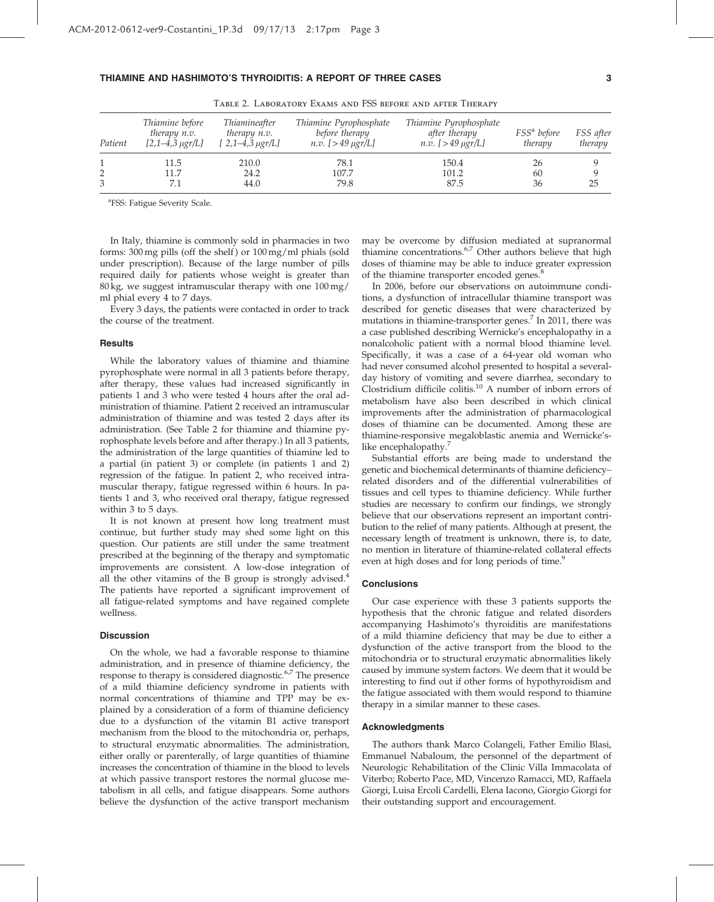Table 2. Laboratory Exams and FSS before and after Therapy

| Patient | Thiamine before therapy n.v. [2,1–4,3 μgr/L] | Thiamineafter therapy n.v. [ 2,1–4,3 μgr/L] | Thiamine Pyrophosphate before therapy n.v. [>49 μgr/L] | Thiamine Pyrophosphate after therapy n.v. [>49 μgr/L] | FSS[a] before therapy | FSS after therapy |
|---|---|---|---|---|---|---|
| 1 | 11.5 | 210.0 | 78.1 | 150.4 | 26 | 9 |
| 2 | 11.7 | 24.2 | 107.7 | 101.2 | 60 | 9 |
| 3 | 7.1 | 44.0 | 79.8 | 87.5 | 36 | 25 |

[a]FSS: Fatigue Severity Scale.

In Italy, thiamine is commonly sold in pharmacies in two forms: 300 mg pills (off the shelf) or 100 mg/ml phials (sold under prescription). Because of the large number of pills required daily for patients whose weight is greater than 80 kg, we suggest intramuscular therapy with one 100 mg/ml phial every 4 to 7 days.

Every 3 days, the patients were contacted in order to track the course of the treatment.

### Results

While the laboratory values of thiamine and thiamine pyrophosphate were normal in all 3 patients before therapy, after therapy, these values had increased significantly in patients 1 and 3 who were tested 4 hours after the oral administration of thiamine. Patient 2 received an intramuscular administration of thiamine and was tested 2 days after its administration. (See Table 2 for thiamine and thiamine pyrophosphate levels before and after therapy.) In all 3 patients, the administration of the large quantities of thiamine led to a partial (in patient 3) or complete (in patients 1 and 2) regression of the fatigue. In patient 2, who received intramuscular therapy, fatigue regressed within 6 hours. In patients 1 and 3, who received oral therapy, fatigue regressed within 3 to 5 days.

It is not known at present how long treatment must continue, but further study may shed some light on this question. Our patients are still under the same treatment prescribed at the beginning of the therapy and symptomatic improvements are consistent. A low-dose integration of all the other vitamins of the B group is strongly advised.[4] The patients have reported a significant improvement of all fatigue-related symptoms and have regained complete wellness.

### Discussion

On the whole, we had a favorable response to thiamine administration, and in presence of thiamine deficiency, the response to therapy is considered diagnostic.[6,7] The presence of a mild thiamine deficiency syndrome in patients with normal concentrations of thiamine and TPP may be explained by a consideration of a form of thiamine deficiency due to a dysfunction of the vitamin B1 active transport mechanism from the blood to the mitochondria or, perhaps, to structural enzymatic abnormalities. The administration, either orally or parenterally, of large quantities of thiamine increases the concentration of thiamine in the blood to levels at which passive transport restores the normal glucose metabolism in all cells, and fatigue disappears. Some authors believe the dysfunction of the active transport mechanism may be overcome by diffusion mediated at supranormal thiamine concentrations.[6,7] Other authors believe that high doses of thiamine may be able to induce greater expression of the thiamine transporter encoded genes.[8]

In 2006, before our observations on autoimmune conditions, a dysfunction of intracellular thiamine transport was described for genetic diseases that were characterized by mutations in thiamine-transporter genes.[7] In 2011, there was a case published describing Wernicke's encephalopathy in a nonalcoholic patient with a normal blood thiamine level. Specifically, it was a case of a 64-year old woman who had never consumed alcohol presented to hospital a several-day history of vomiting and severe diarrhea, secondary to Clostridium difficile colitis.[10] A number of inborn errors of metabolism have also been described in which clinical improvements after the administration of pharmacological doses of thiamine can be documented. Among these are thiamine-responsive megaloblastic anemia and Wernicke's-like encephalopathy.[7]

Substantial efforts are being made to understand the genetic and biochemical determinants of thiamine deficiency–related disorders and of the differential vulnerabilities of tissues and cell types to thiamine deficiency. While further studies are necessary to confirm our findings, we strongly believe that our observations represent an important contribution to the relief of many patients. Although at present, the necessary length of treatment is unknown, there is, to date, no mention in literature of thiamine-related collateral effects even at high doses and for long periods of time.[9]

### Conclusions

Our case experience with these 3 patients supports the hypothesis that the chronic fatigue and related disorders accompanying Hashimoto's thyroiditis are manifestations of a mild thiamine deficiency that may be due to either a dysfunction of the active transport from the blood to the mitochondria or to structural enzymatic abnormalities likely caused by immune system factors. We deem that it would be interesting to find out if other forms of hypothyroidism and the fatigue associated with them would respond to thiamine therapy in a similar manner to these cases.

### Acknowledgments

The authors thank Marco Colangeli, Father Emilio Blasi, Emmanuel Nabaloum, the personnel of the department of Neurologic Rehabilitation of the Clinic Villa Immacolata of Viterbo; Roberto Pace, MD, Vincenzo Ramacci, MD, Raffaela Giorgi, Luisa Ercoli Cardelli, Elena Iacono, Giorgio Giorgi for their outstanding support and encouragement.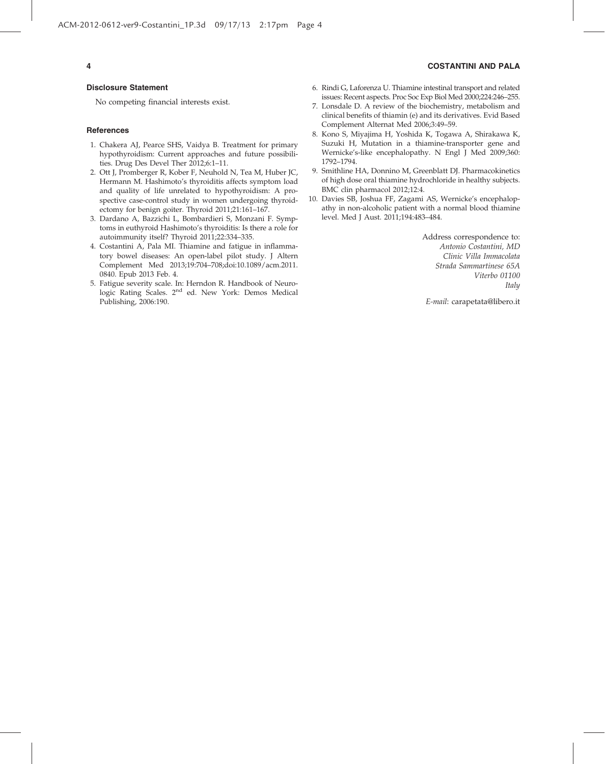### Disclosure Statement

No competing financial interests exist.

### References

1. Chakera AJ, Pearce SHS, Vaidya B. Treatment for primary hypothyroidism: Current approaches and future possibilities. Drug Des Devel Ther 2012;6:1–11.
2. Ott J, Promberger R, Kober F, Neuhold N, Tea M, Huber JC, Hermann M. Hashimoto's thyroiditis affects symptom load and quality of life unrelated to hypothyroidism: A prospective case-control study in women undergoing thyroidectomy for benign goiter. Thyroid 2011;21:161–167.
3. Dardano A, Bazzichi L, Bombardieri S, Monzani F. Symptoms in euthyroid Hashimoto's thyroiditis: Is there a role for autoimmunity itself? Thyroid 2011;22:334–335.
4. Costantini A, Pala MI. Thiamine and fatigue in inflammatory bowel diseases: An open-label pilot study. J Altern Complement Med 2013;19:704–708;doi:10.1089/acm.2011.0840. Epub 2013 Feb. 4.
5. Fatigue severity scale. In: Herndon R. Handbook of Neurologic Rating Scales. 2nd ed. New York: Demos Medical Publishing, 2006:190.
6. Rindi G, Laforenza U. Thiamine intestinal transport and related issues: Recent aspects. Proc Soc Exp Biol Med 2000;224:246–255.
7. Lonsdale D. A review of the biochemistry, metabolism and clinical benefits of thiamin (e) and its derivatives. Evid Based Complement Alternat Med 2006;3:49–59.
8. Kono S, Miyajima H, Yoshida K, Togawa A, Shirakawa K, Suzuki H, Mutation in a thiamine-transporter gene and Wernicke's-like encephalopathy. N Engl J Med 2009;360: 1792–1794.
9. Smithline HA, Donnino M, Greenblatt DJ. Pharmacokinetics of high dose oral thiamine hydrochloride in healthy subjects. BMC clin pharmacol 2012;12:4.
10. Davies SB, Joshua FF, Zagami AS, Wernicke's encephalopathy in non-alcoholic patient with a normal blood thiamine level. Med J Aust. 2011;194:483–484.

Address correspondence to:
*Antonio Costantini, MD*
*Clinic Villa Immacolata*
*Strada Sammartinese 65A*
*Viterbo 01100*
*Italy*

*E-mail*: carapetata@libero.it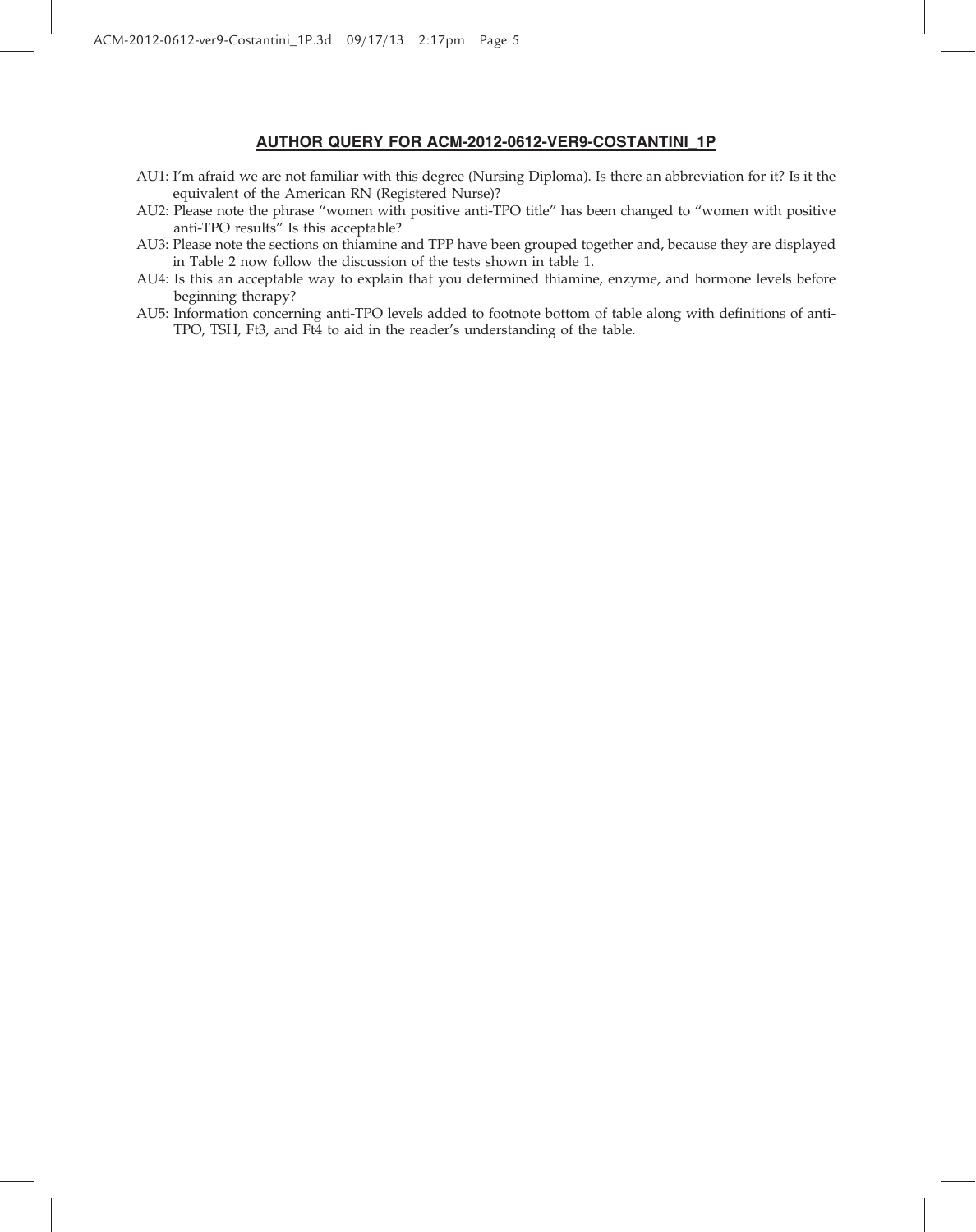## AUTHOR QUERY FOR ACM-2012-0612-VER9-COSTANTINI_1P

AU1: I'm afraid we are not familiar with this degree (Nursing Diploma). Is there an abbreviation for it? Is it the equivalent of the American RN (Registered Nurse)?

AU2: Please note the phrase "women with positive anti-TPO title" has been changed to "women with positive anti-TPO results" Is this acceptable?

AU3: Please note the sections on thiamine and TPP have been grouped together and, because they are displayed in Table 2 now follow the discussion of the tests shown in table 1.

AU4: Is this an acceptable way to explain that you determined thiamine, enzyme, and hormone levels before beginning therapy?

AU5: Information concerning anti-TPO levels added to footnote bottom of table along with definitions of anti-TPO, TSH, Ft3, and Ft4 to aid in the reader's understanding of the table.